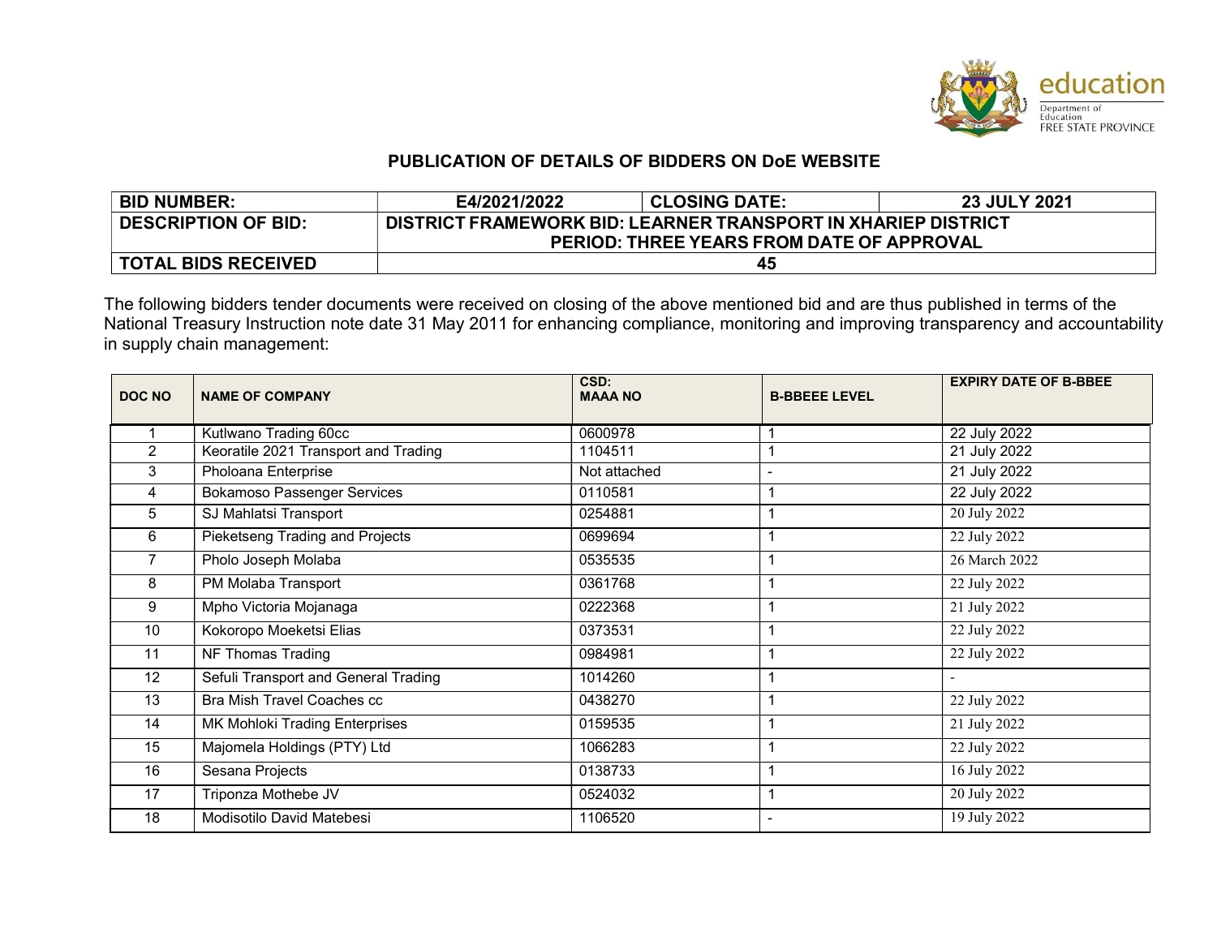education
Department of Education
FREE STATE PROVINCE

## PUBLICATION OF DETAILS OF BIDDERS ON DoE WEBSITE

| **BID NUMBER:** | **E4/2021/2022** | **CLOSING DATE:** | **23 JULY 2021** |
|---|---|---|---|
| **DESCRIPTION OF BID:** | **DISTRICT FRAMEWORK BID: LEARNER TRANSPORT IN XHARIEP DISTRICT PERIOD: THREE YEARS FROM DATE OF APPROVAL** | | |
| **TOTAL BIDS RECEIVED** | **45** | | |

The following bidders tender documents were received on closing of the above mentioned bid and are thus published in terms of the National Treasury Instruction note date 31 May 2011 for enhancing compliance, monitoring and improving transparency and accountability in supply chain management:

| DOC NO | NAME OF COMPANY | CSD: MAAA NO | B-BBEEE LEVEL | EXPIRY DATE OF B-BBEE |
|---|---|---|---|---|
| 1 | Kutlwano Trading 60cc | 0600978 | 1 | 22 July 2022 |
| 2 | Keoratile 2021 Transport and Trading | 1104511 | 1 | 21 July 2022 |
| 3 | Pholoana Enterprise | Not attached | - | 21 July 2022 |
| 4 | Bokamoso Passenger Services | 0110581 | 1 | 22 July 2022 |
| 5 | SJ Mahlatsi Transport | 0254881 | 1 | 20 July 2022 |
| 6 | Pieketseng Trading and Projects | 0699694 | 1 | 22 July 2022 |
| 7 | Pholo Joseph Molaba | 0535535 | 1 | 26 March 2022 |
| 8 | PM Molaba Transport | 0361768 | 1 | 22 July 2022 |
| 9 | Mpho Victoria Mojanaga | 0222368 | 1 | 21 July 2022 |
| 10 | Kokoropo Moeketsi Elias | 0373531 | 1 | 22 July 2022 |
| 11 | NF Thomas Trading | 0984981 | 1 | 22 July 2022 |
| 12 | Sefuli Transport and General Trading | 1014260 | 1 | - |
| 13 | Bra Mish Travel Coaches cc | 0438270 | 1 | 22 July 2022 |
| 14 | MK Mohloki Trading Enterprises | 0159535 | 1 | 21 July 2022 |
| 15 | Majomela Holdings (PTY) Ltd | 1066283 | 1 | 22 July 2022 |
| 16 | Sesana Projects | 0138733 | 1 | 16 July 2022 |
| 17 | Triponza Mothebe JV | 0524032 | 1 | 20 July 2022 |
| 18 | Modisotilo David Matebesi | 1106520 | - | 19 July 2022 |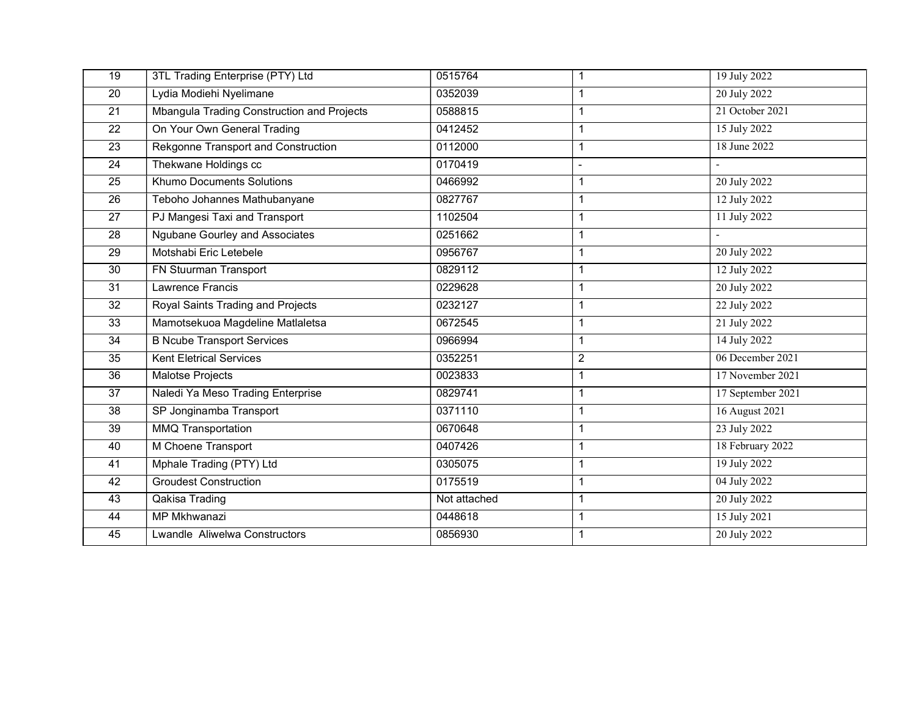| | | | | |
|---|---|---|---|---|
| 19 | 3TL Trading Enterprise (PTY) Ltd | 0515764 | 1 | 19 July 2022 |
| 20 | Lydia Modiehi Nyelimane | 0352039 | 1 | 20 July 2022 |
| 21 | Mbangula Trading Construction and Projects | 0588815 | 1 | 21 October 2021 |
| 22 | On Your Own General Trading | 0412452 | 1 | 15 July 2022 |
| 23 | Rekgonne Transport and Construction | 0112000 | 1 | 18 June 2022 |
| 24 | Thekwane Holdings cc | 0170419 | - | - |
| 25 | Khumo Documents Solutions | 0466992 | 1 | 20 July 2022 |
| 26 | Teboho Johannes Mathubanyane | 0827767 | 1 | 12 July 2022 |
| 27 | PJ Mangesi Taxi and Transport | 1102504 | 1 | 11 July 2022 |
| 28 | Ngubane Gourley and Associates | 0251662 | 1 | - |
| 29 | Motshabi Eric Letebele | 0956767 | 1 | 20 July 2022 |
| 30 | FN Stuurman Transport | 0829112 | 1 | 12 July 2022 |
| 31 | Lawrence Francis | 0229628 | 1 | 20 July 2022 |
| 32 | Royal Saints Trading and Projects | 0232127 | 1 | 22 July 2022 |
| 33 | Mamotsekuoa Magdeline Matlaletsa | 0672545 | 1 | 21 July 2022 |
| 34 | B Ncube Transport Services | 0966994 | 1 | 14 July 2022 |
| 35 | Kent Eletrical Services | 0352251 | 2 | 06 December 2021 |
| 36 | Malotse Projects | 0023833 | 1 | 17 November 2021 |
| 37 | Naledi Ya Meso Trading Enterprise | 0829741 | 1 | 17 September 2021 |
| 38 | SP Jonginamba Transport | 0371110 | 1 | 16 August 2021 |
| 39 | MMQ Transportation | 0670648 | 1 | 23 July 2022 |
| 40 | M Choene Transport | 0407426 | 1 | 18 February 2022 |
| 41 | Mphale Trading (PTY) Ltd | 0305075 | 1 | 19 July 2022 |
| 42 | Groudest Construction | 0175519 | 1 | 04 July 2022 |
| 43 | Qakisa Trading | Not attached | 1 | 20 July 2022 |
| 44 | MP Mkhwanazi | 0448618 | 1 | 15 July 2021 |
| 45 | Lwandle Aliwelwa Constructors | 0856930 | 1 | 20 July 2022 |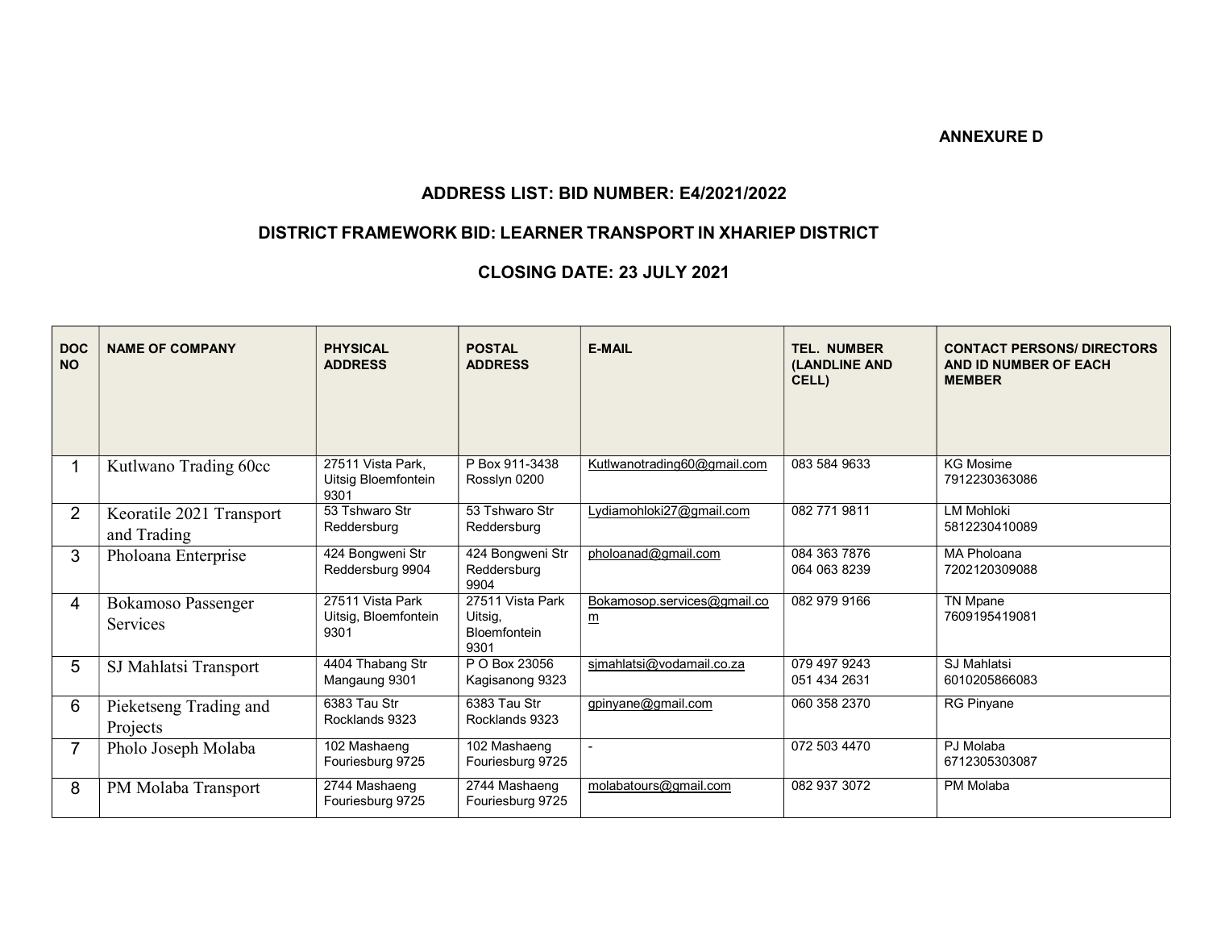**ANNEXURE D**

## ADDRESS LIST: BID NUMBER: E4/2021/2022

## DISTRICT FRAMEWORK BID: LEARNER TRANSPORT IN XHARIEP DISTRICT

## CLOSING DATE: 23 JULY 2021

| DOC NO | NAME OF COMPANY | PHYSICAL ADDRESS | POSTAL ADDRESS | E-MAIL | TEL. NUMBER (LANDLINE AND CELL) | CONTACT PERSONS/ DIRECTORS AND ID NUMBER OF EACH MEMBER |
|---|---|---|---|---|---|---|
| 1 | Kutlwano Trading 60cc | 27511 Vista Park, Uitsig Bloemfontein 9301 | P Box 911-3438 Rosslyn 0200 | Kutlwanotrading60@gmail.com | 083 584 9633 | KG Mosime 7912230363086 |
| 2 | Keoratile 2021 Transport and Trading | 53 Tshwaro Str Reddersburg | 53 Tshwaro Str Reddersburg | Lydiamohloki27@gmail.com | 082 771 9811 | LM Mohloki 5812230410089 |
| 3 | Pholoana Enterprise | 424 Bongweni Str Reddersburg 9904 | 424 Bongweni Str Reddersburg 9904 | pholoanad@gmail.com | 084 363 7876<br>064 063 8239 | MA Pholoana 7202120309088 |
| 4 | Bokamoso Passenger Services | 27511 Vista Park Uitsig, Bloemfontein 9301 | 27511 Vista Park Uitsig, Bloemfontein 9301 | Bokamosop.services@gmail.com | 082 979 9166 | TN Mpane 7609195419081 |
| 5 | SJ Mahlatsi Transport | 4404 Thabang Str Mangaung 9301 | P O Box 23056 Kagisanong 9323 | sjmahlatsi@vodamail.co.za | 079 497 9243<br>051 434 2631 | SJ Mahlatsi 6010205866083 |
| 6 | Pieketseng Trading and Projects | 6383 Tau Str Rocklands 9323 | 6383 Tau Str Rocklands 9323 | gpinyane@gmail.com | 060 358 2370 | RG Pinyane |
| 7 | Pholo Joseph Molaba | 102 Mashaeng Fouriesburg 9725 | 102 Mashaeng Fouriesburg 9725 | - | 072 503 4470 | PJ Molaba 6712305303087 |
| 8 | PM Molaba Transport | 2744 Mashaeng Fouriesburg 9725 | 2744 Mashaeng Fouriesburg 9725 | molabatours@gmail.com | 082 937 3072 | PM Molaba |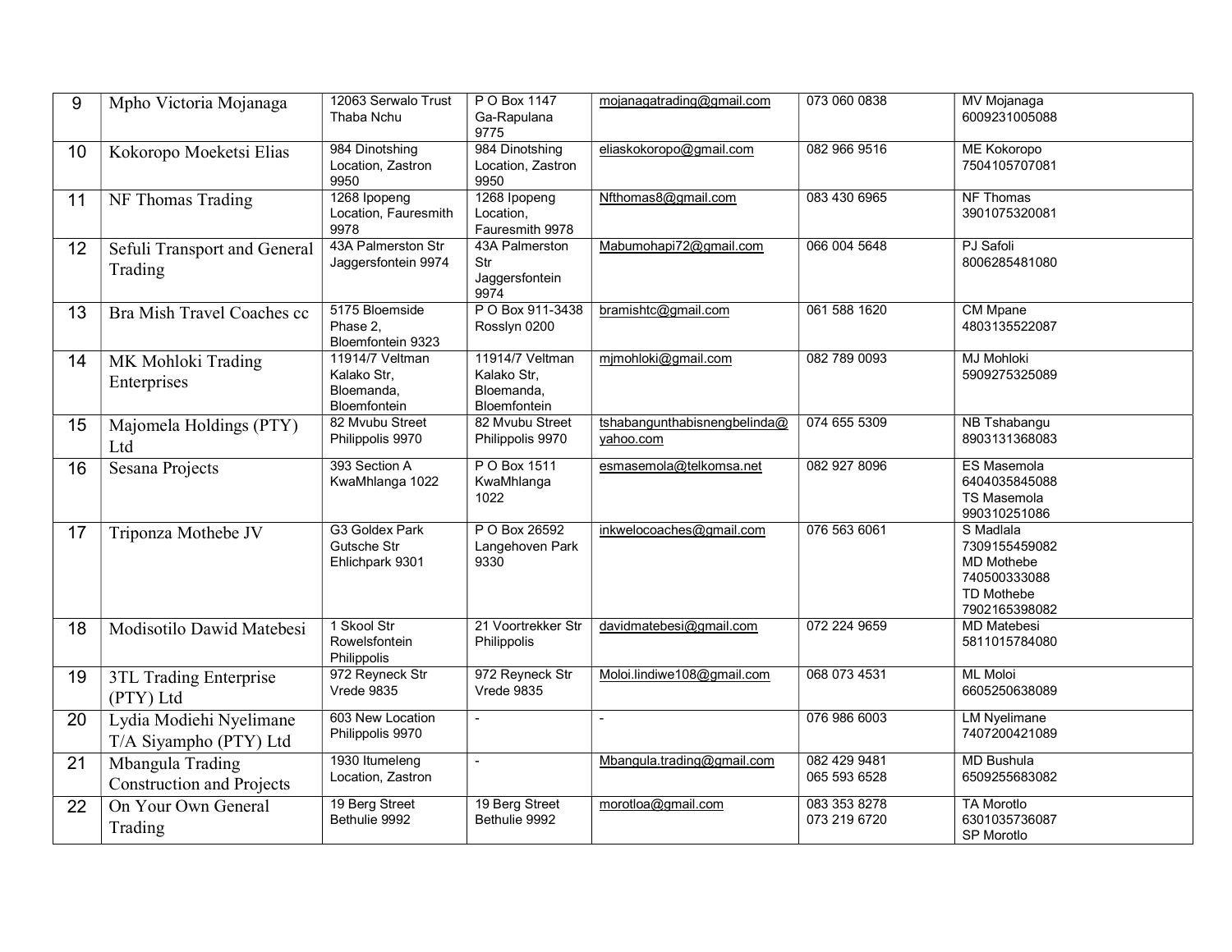| 9 | Mpho Victoria Mojanaga | 12063 Serwalo Trust Thaba Nchu | P O Box 1147 Ga-Rapulana 9775 | mojanagatrading@gmail.com | 073 060 0838 | MV Mojanaga 6009231005088 |
|---|---|---|---|---|---|---|
| 10 | Kokoropo Moeketsi Elias | 984 Dinotshing Location, Zastron 9950 | 984 Dinotshing Location, Zastron 9950 | eliaskokoropo@gmail.com | 082 966 9516 | ME Kokoropo 7504105707081 |
| 11 | NF Thomas Trading | 1268 Ipopeng Location, Fauresmith 9978 | 1268 Ipopeng Location, Fauresmith 9978 | Nfthomas8@gmail.com | 083 430 6965 | NF Thomas 3901075320081 |
| 12 | Sefuli Transport and General Trading | 43A Palmerston Str Jaggersfontein 9974 | 43A Palmerston Str Jaggersfontein 9974 | Mabumohapi72@gmail.com | 066 004 5648 | PJ Safoli 8006285481080 |
| 13 | Bra Mish Travel Coaches cc | 5175 Bloemside Phase 2, Bloemfontein 9323 | P O Box 911-3438 Rosslyn 0200 | bramishtc@gmail.com | 061 588 1620 | CM Mpane 4803135522087 |
| 14 | MK Mohloki Trading Enterprises | 11914/7 Veltman Kalako Str, Bloemanda, Bloemfontein | 11914/7 Veltman Kalako Str, Bloemanda, Bloemfontein | mjmohloki@gmail.com | 082 789 0093 | MJ Mohloki 5909275325089 |
| 15 | Majomela Holdings (PTY) Ltd | 82 Mvubu Street Philippolis 9970 | 82 Mvubu Street Philippolis 9970 | tshabangunthabisnengbelinda@yahoo.com | 074 655 5309 | NB Tshabangu 8903131368083 |
| 16 | Sesana Projects | 393 Section A KwaMhlanga 1022 | P O Box 1511 KwaMhlanga 1022 | esmasemola@telkomsa.net | 082 927 8096 | ES Masemola 6404035845088 TS Masemola 990310251086 |
| 17 | Triponza Mothebe JV | G3 Goldex Park Gutsche Str Ehlichpark 9301 | P O Box 26592 Langehoven Park 9330 | inkwelocoaches@gmail.com | 076 563 6061 | S Madlala 7309155459082 MD Mothebe 740500333088 TD Mothebe 7902165398082 |
| 18 | Modisotilo Dawid Matebesi | 1 Skool Str Rowelsfontein Philippolis | 21 Voortrekker Str Philippolis | davidmatebesi@gmail.com | 072 224 9659 | MD Matebesi 5811015784080 |
| 19 | 3TL Trading Enterprise (PTY) Ltd | 972 Reyneck Str Vrede 9835 | 972 Reyneck Str Vrede 9835 | Moloi.lindiwe108@gmail.com | 068 073 4531 | ML Moloi 6605250638089 |
| 20 | Lydia Modiehi Nyelimane T/A Siyampho (PTY) Ltd | 603 New Location Philippolis 9970 | - | - | 076 986 6003 | LM Nyelimane 7407200421089 |
| 21 | Mbangula Trading Construction and Projects | 1930 Itumeleng Location, Zastron | - | Mbangula.trading@gmail.com | 082 429 9481 065 593 6528 | MD Bushula 6509255683082 |
| 22 | On Your Own General Trading | 19 Berg Street Bethulie 9992 | 19 Berg Street Bethulie 9992 | morotloa@gmail.com | 083 353 8278 073 219 6720 | TA Morotlo 6301035736087 SP Morotlo |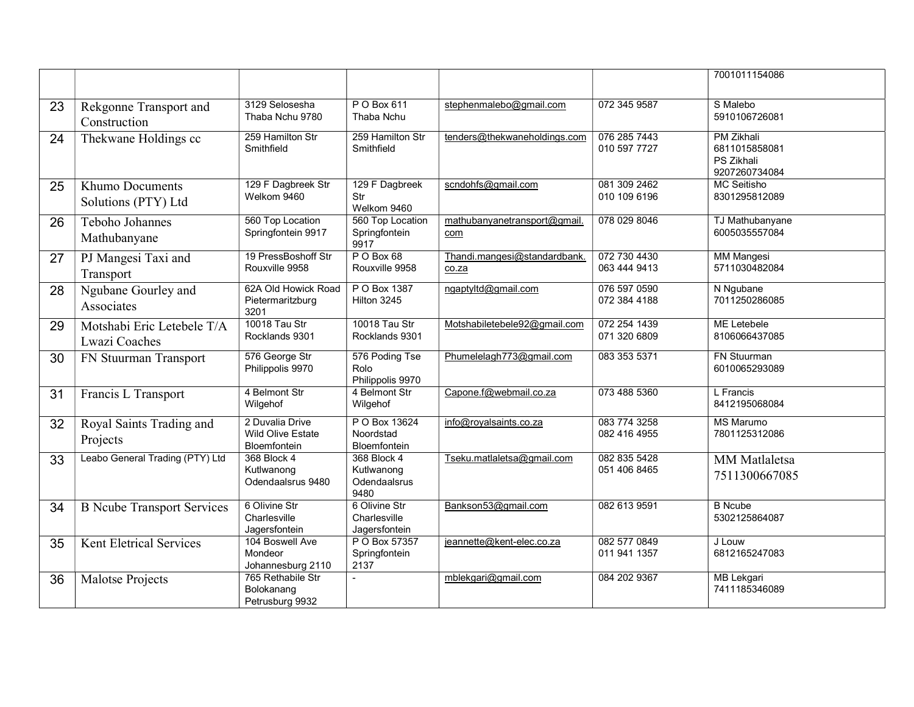| | | | | | | |
|---|---|---|---|---|---|---|
| | | | | | | 7001011154086 |
| 23 | Rekgonne Transport and Construction | 3129 Selosesha Thaba Nchu 9780 | P O Box 611 Thaba Nchu | stephenmalebo@gmail.com | 072 345 9587 | S Malebo 5910106726081 |
| 24 | Thekwane Holdings cc | 259 Hamilton Str Smithfield | 259 Hamilton Str Smithfield | tenders@thekwaneholdings.com | 076 285 7443 010 597 7727 | PM Zikhali 6811015858081 PS Zikhali 9207260734084 |
| 25 | Khumo Documents Solutions (PTY) Ltd | 129 F Dagbreek Str Welkom 9460 | 129 F Dagbreek Str Welkom 9460 | scndohfs@gmail.com | 081 309 2462 010 109 6196 | MC Seitisho 8301295812089 |
| 26 | Teboho Johannes Mathubanyane | 560 Top Location Springfontein 9917 | 560 Top Location Springfontein 9917 | mathubanyanetransport@gmail.com | 078 029 8046 | TJ Mathubanyane 6005035557084 |
| 27 | PJ Mangesi Taxi and Transport | 19 PressBoshoff Str Rouxville 9958 | P O Box 68 Rouxville 9958 | Thandi.mangesi@standardbank.co.za | 072 730 4430 063 444 9413 | MM Mangesi 5711030482084 |
| 28 | Ngubane Gourley and Associates | 62A Old Howick Road Pietermaritzburg 3201 | P O Box 1387 Hilton 3245 | ngaptyltd@gmail.com | 076 597 0590 072 384 4188 | N Ngubane 7011250286085 |
| 29 | Motshabi Eric Letebele T/A Lwazi Coaches | 10018 Tau Str Rocklands 9301 | 10018 Tau Str Rocklands 9301 | Motshabiletebele92@gmail.com | 072 254 1439 071 320 6809 | ME Letebele 8106066437085 |
| 30 | FN Stuurman Transport | 576 George Str Philippolis 9970 | 576 Poding Tse Rolo Philippolis 9970 | Phumelelagh773@gmail.com | 083 353 5371 | FN Stuurman 6010065293089 |
| 31 | Francis L Transport | 4 Belmont Str Wilgehof | 4 Belmont Str Wilgehof | Capone.f@webmail.co.za | 073 488 5360 | L Francis 8412195068084 |
| 32 | Royal Saints Trading and Projects | 2 Duvalia Drive Wild Olive Estate Bloemfontein | P O Box 13624 Noordstad Bloemfontein | info@royalsaints.co.za | 083 774 3258 082 416 4955 | MS Marumo 7801125312086 |
| 33 | Leabo General Trading (PTY) Ltd | 368 Block 4 Kutlwanong Odendaalsrus 9480 | 368 Block 4 Kutlwanong Odendaalsrus 9480 | Tseku.matlaletsa@gmail.com | 082 835 5428 051 406 8465 | MM Matlaletsa 7511300667085 |
| 34 | B Ncube Transport Services | 6 Olivine Str Charlesville Jagersfontein | 6 Olivine Str Charlesville Jagersfontein | Bankson53@gmail.com | 082 613 9591 | B Ncube 5302125864087 |
| 35 | Kent Eletrical Services | 104 Boswell Ave Mondeor Johannesburg 2110 | P O Box 57357 Springfontein 2137 | jeannette@kent-elec.co.za | 082 577 0849 011 941 1357 | J Louw 6812165247083 |
| 36 | Malotse Projects | 765 Rethabile Str Bolokanang Petrusburg 9932 | - | mblekgari@gmail.com | 084 202 9367 | MB Lekgari 7411185346089 |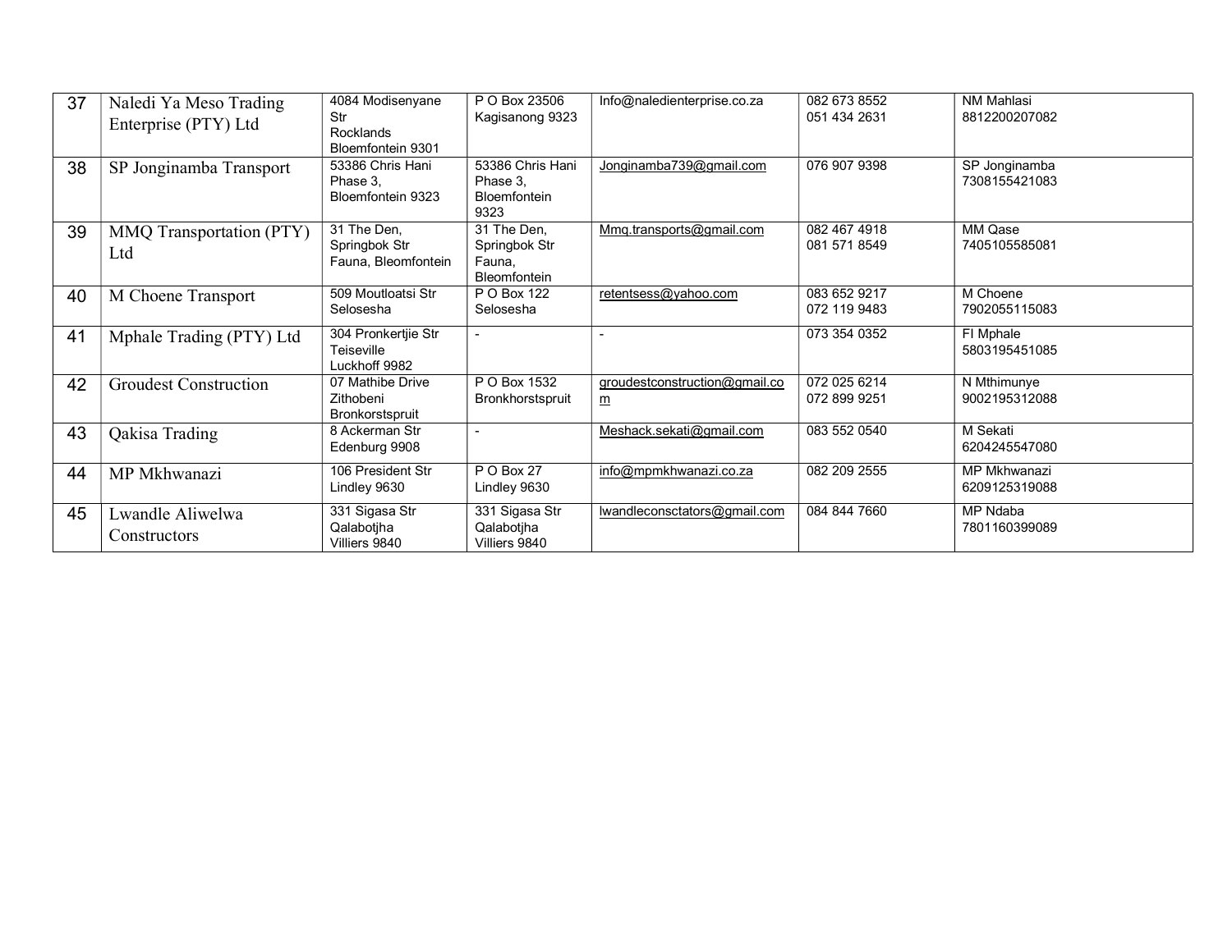| | | | | | | |
|---|---|---|---|---|---|---|
| 37 | Naledi Ya Meso Trading Enterprise (PTY) Ltd | 4084 Modisenyane Str Rocklands Bloemfontein 9301 | P O Box 23506 Kagisanong 9323 | Info@naledienterprise.co.za | 082 673 8552 051 434 2631 | NM Mahlasi 8812200207082 |
| 38 | SP Jonginamba Transport | 53386 Chris Hani Phase 3, Bloemfontein 9323 | 53386 Chris Hani Phase 3, Bloemfontein 9323 | Jonginamba739@gmail.com | 076 907 9398 | SP Jonginamba 7308155421083 |
| 39 | MMQ Transportation (PTY) Ltd | 31 The Den, Springbok Str Fauna, Bleomfontein | 31 The Den, Springbok Str Fauna, Bleomfontein | Mmq.transports@gmail.com | 082 467 4918 081 571 8549 | MM Qase 7405105585081 |
| 40 | M Choene Transport | 509 Moutloatsi Str Selosesha | P O Box 122 Selosesha | retentsess@yahoo.com | 083 652 9217 072 119 9483 | M Choene 7902055115083 |
| 41 | Mphale Trading (PTY) Ltd | 304 Pronkertjie Str Teiseville Luckhoff 9982 | - | - | 073 354 0352 | FI Mphale 5803195451085 |
| 42 | Groudest Construction | 07 Mathibe Drive Zithobeni Bronkorstspruit | P O Box 1532 Bronkhorstspruit | groudestconstruction@gmail.com | 072 025 6214 072 899 9251 | N Mthimunye 9002195312088 |
| 43 | Qakisa Trading | 8 Ackerman Str Edenburg 9908 | - | Meshack.sekati@gmail.com | 083 552 0540 | M Sekati 6204245547080 |
| 44 | MP Mkhwanazi | 106 President Str Lindley 9630 | P O Box 27 Lindley 9630 | info@mpmkhwanazi.co.za | 082 209 2555 | MP Mkhwanazi 6209125319088 |
| 45 | Lwandle Aliwelwa Constructors | 331 Sigasa Str Qalabotjha Villiers 9840 | 331 Sigasa Str Qalabotjha Villiers 9840 | lwandleconsctators@gmail.com | 084 844 7660 | MP Ndaba 7801160399089 |